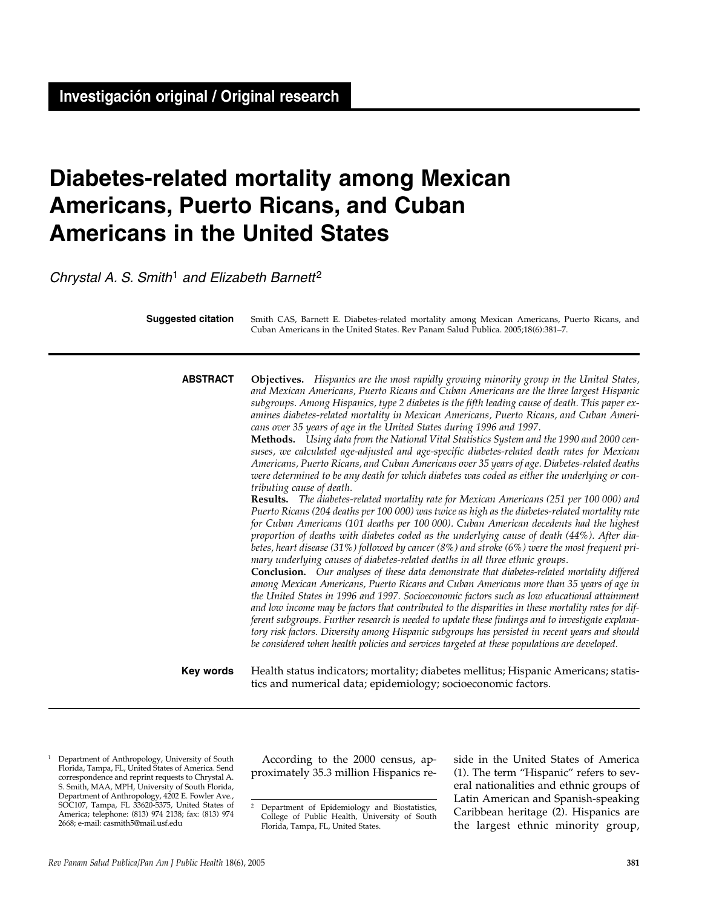Investigación original / Original research

# Diabetes-related mortality among Mexican Americans, Puerto Ricans, and Cuban Americans in the United States

*Chrystal A. S. Smith*[1] *and Elizabeth Barnett*[2]

**Suggested citation** Smith CAS, Barnett E. Diabetes-related mortality among Mexican Americans, Puerto Ricans, and Cuban Americans in the United States. Rev Panam Salud Publica. 2005;18(6):381–7.

**ABSTRACT**

**Objectives.** *Hispanics are the most rapidly growing minority group in the United States, and Mexican Americans, Puerto Ricans and Cuban Americans are the three largest Hispanic subgroups. Among Hispanics, type 2 diabetes is the fifth leading cause of death. This paper examines diabetes-related mortality in Mexican Americans, Puerto Ricans, and Cuban Americans over 35 years of age in the United States during 1996 and 1997.*

**Methods.** *Using data from the National Vital Statistics System and the 1990 and 2000 censuses, we calculated age-adjusted and age-specific diabetes-related death rates for Mexican Americans, Puerto Ricans, and Cuban Americans over 35 years of age. Diabetes-related deaths were determined to be any death for which diabetes was coded as either the underlying or contributing cause of death.*

**Results.** *The diabetes-related mortality rate for Mexican Americans (251 per 100 000) and Puerto Ricans (204 deaths per 100 000) was twice as high as the diabetes-related mortality rate for Cuban Americans (101 deaths per 100 000). Cuban American decedents had the highest proportion of deaths with diabetes coded as the underlying cause of death (44%). After diabetes, heart disease (31%) followed by cancer (8%) and stroke (6%) were the most frequent primary underlying causes of diabetes-related deaths in all three ethnic groups.*

**Conclusion.** *Our analyses of these data demonstrate that diabetes-related mortality differed among Mexican Americans, Puerto Ricans and Cuban Americans more than 35 years of age in the United States in 1996 and 1997. Socioeconomic factors such as low educational attainment and low income may be factors that contributed to the disparities in these mortality rates for different subgroups. Further research is needed to update these findings and to investigate explanatory risk factors. Diversity among Hispanic subgroups has persisted in recent years and should be considered when health policies and services targeted at these populations are developed.*

**Key words** Health status indicators; mortality; diabetes mellitus; Hispanic Americans; statistics and numerical data; epidemiology; socioeconomic factors.

According to the 2000 census, approximately 35.3 million Hispanics reside in the United States of America (1). The term "Hispanic" refers to several nationalities and ethnic groups of Latin American and Spanish-speaking Caribbean heritage (2). Hispanics are the largest ethnic minority group,

[1] Department of Anthropology, University of South Florida, Tampa, FL, United States of America. Send correspondence and reprint requests to Chrystal A. S. Smith, MAA, MPH, University of South Florida, Department of Anthropology, 4202 E. Fowler Ave., SOC107, Tampa, FL 33620-5375, United States of America; telephone: (813) 974 2138; fax: (813) 974 2668; e-mail: casmith5@mail.usf.edu

[2] Department of Epidemiology and Biostatistics, College of Public Health, University of South Florida, Tampa, FL, United States.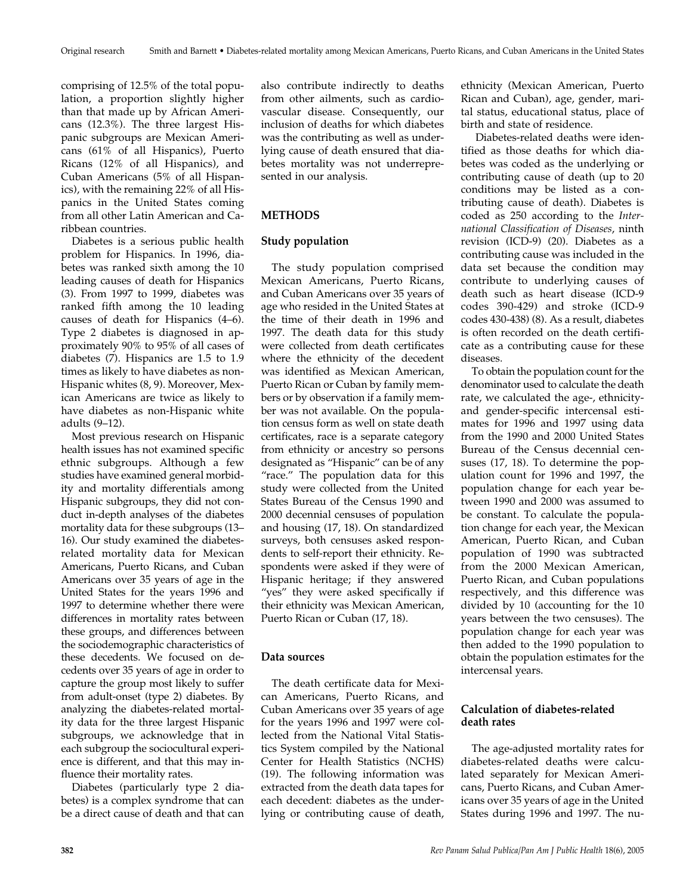comprising of 12.5% of the total population, a proportion slightly higher than that made up by African Americans (12.3%). The three largest Hispanic subgroups are Mexican Americans (61% of all Hispanics), Puerto Ricans (12% of all Hispanics), and Cuban Americans (5% of all Hispanics), with the remaining 22% of all Hispanics in the United States coming from all other Latin American and Caribbean countries.

Diabetes is a serious public health problem for Hispanics. In 1996, diabetes was ranked sixth among the 10 leading causes of death for Hispanics (3). From 1997 to 1999, diabetes was ranked fifth among the 10 leading causes of death for Hispanics (4–6). Type 2 diabetes is diagnosed in approximately 90% to 95% of all cases of diabetes (7). Hispanics are 1.5 to 1.9 times as likely to have diabetes as non-Hispanic whites (8, 9). Moreover, Mexican Americans are twice as likely to have diabetes as non-Hispanic white adults (9–12).

Most previous research on Hispanic health issues has not examined specific ethnic subgroups. Although a few studies have examined general morbidity and mortality differentials among Hispanic subgroups, they did not conduct in-depth analyses of the diabetes mortality data for these subgroups (13–16). Our study examined the diabetes-related mortality data for Mexican Americans, Puerto Ricans, and Cuban Americans over 35 years of age in the United States for the years 1996 and 1997 to determine whether there were differences in mortality rates between these groups, and differences between the sociodemographic characteristics of these decedents. We focused on decedents over 35 years of age in order to capture the group most likely to suffer from adult-onset (type 2) diabetes. By analyzing the diabetes-related mortality data for the three largest Hispanic subgroups, we acknowledge that in each subgroup the sociocultural experience is different, and that this may influence their mortality rates.

Diabetes (particularly type 2 diabetes) is a complex syndrome that can be a direct cause of death and that can also contribute indirectly to deaths from other ailments, such as cardiovascular disease. Consequently, our inclusion of deaths for which diabetes was the contributing as well as underlying cause of death ensured that diabetes mortality was not underrepresented in our analysis.

## METHODS

### Study population

The study population comprised Mexican Americans, Puerto Ricans, and Cuban Americans over 35 years of age who resided in the United States at the time of their death in 1996 and 1997. The death data for this study were collected from death certificates where the ethnicity of the decedent was identified as Mexican American, Puerto Rican or Cuban by family members or by observation if a family member was not available. On the population census form as well on state death certificates, race is a separate category from ethnicity or ancestry so persons designated as "Hispanic" can be of any "race." The population data for this study were collected from the United States Bureau of the Census 1990 and 2000 decennial censuses of population and housing (17, 18). On standardized surveys, both censuses asked respondents to self-report their ethnicity. Respondents were asked if they were of Hispanic heritage; if they answered "yes" they were asked specifically if their ethnicity was Mexican American, Puerto Rican or Cuban (17, 18).

### Data sources

The death certificate data for Mexican Americans, Puerto Ricans, and Cuban Americans over 35 years of age for the years 1996 and 1997 were collected from the National Vital Statistics System compiled by the National Center for Health Statistics (NCHS) (19). The following information was extracted from the death data tapes for each decedent: diabetes as the underlying or contributing cause of death, ethnicity (Mexican American, Puerto Rican and Cuban), age, gender, marital status, educational status, place of birth and state of residence.

Diabetes-related deaths were identified as those deaths for which diabetes was coded as the underlying or contributing cause of death (up to 20 conditions may be listed as a contributing cause of death). Diabetes is coded as 250 according to the *International Classification of Diseases*, ninth revision (ICD-9) (20). Diabetes as a contributing cause was included in the data set because the condition may contribute to underlying causes of death such as heart disease (ICD-9 codes 390-429) and stroke (ICD-9 codes 430-438) (8). As a result, diabetes is often recorded on the death certificate as a contributing cause for these diseases.

To obtain the population count for the denominator used to calculate the death rate, we calculated the age-, ethnicity- and gender-specific intercensal estimates for 1996 and 1997 using data from the 1990 and 2000 United States Bureau of the Census decennial censuses (17, 18). To determine the population count for 1996 and 1997, the population change for each year between 1990 and 2000 was assumed to be constant. To calculate the population change for each year, the Mexican American, Puerto Rican, and Cuban population of 1990 was subtracted from the 2000 Mexican American, Puerto Rican, and Cuban populations respectively, and this difference was divided by 10 (accounting for the 10 years between the two censuses). The population change for each year was then added to the 1990 population to obtain the population estimates for the intercensal years.

### Calculation of diabetes-related death rates

The age-adjusted mortality rates for diabetes-related deaths were calculated separately for Mexican Americans, Puerto Ricans, and Cuban Americans over 35 years of age in the United States during 1996 and 1997. The nu-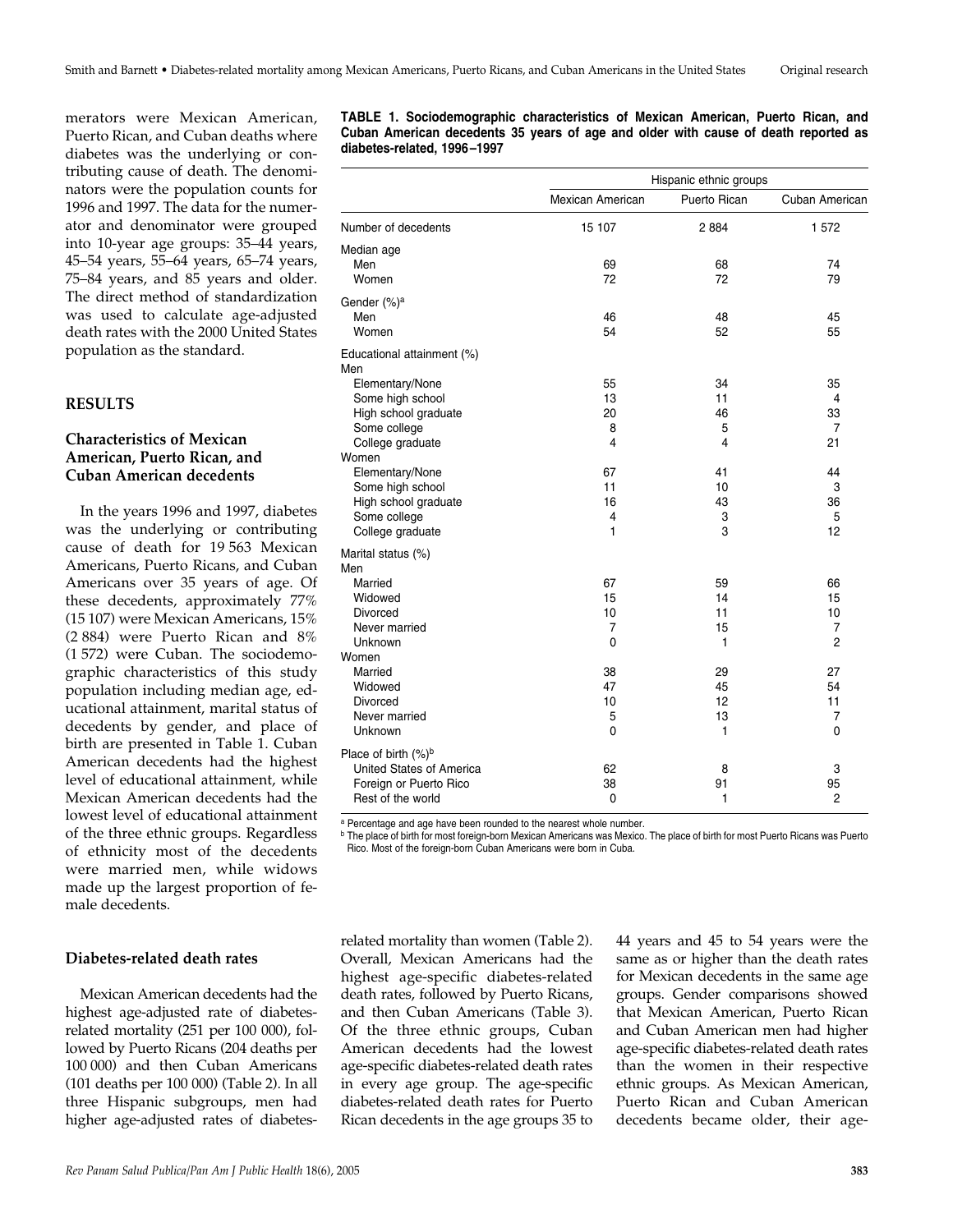merators were Mexican American, Puerto Rican, and Cuban deaths where diabetes was the underlying or contributing cause of death. The denominators were the population counts for 1996 and 1997. The data for the numerator and denominator were grouped into 10-year age groups: 35–44 years, 45–54 years, 55–64 years, 65–74 years, 75–84 years, and 85 years and older. The direct method of standardization was used to calculate age-adjusted death rates with the 2000 United States population as the standard.

## RESULTS

### Characteristics of Mexican American, Puerto Rican, and Cuban American decedents

In the years 1996 and 1997, diabetes was the underlying or contributing cause of death for 19 563 Mexican Americans, Puerto Ricans, and Cuban Americans over 35 years of age. Of these decedents, approximately 77% (15 107) were Mexican Americans, 15% (2 884) were Puerto Rican and 8% (1 572) were Cuban. The sociodemographic characteristics of this study population including median age, educational attainment, marital status of decedents by gender, and place of birth are presented in Table 1. Cuban American decedents had the highest level of educational attainment, while Mexican American decedents had the lowest level of educational attainment of the three ethnic groups. Regardless of ethnicity most of the decedents were married men, while widows made up the largest proportion of female decedents.

**TABLE 1. Sociodemographic characteristics of Mexican American, Puerto Rican, and Cuban American decedents 35 years of age and older with cause of death reported as diabetes-related, 1996–1997**

| | Hispanic ethnic groups | | |
|---|---|---|---|
| | Mexican American | Puerto Rican | Cuban American |
| Number of decedents | 15 107 | 2 884 | 1 572 |
| Median age | | | |
| Men | 69 | 68 | 74 |
| Women | 72 | 72 | 79 |
| Gender (%)[a] | | | |
| Men | 46 | 48 | 45 |
| Women | 54 | 52 | 55 |
| Educational attainment (%) | | | |
| Men | | | |
| Elementary/None | 55 | 34 | 35 |
| Some high school | 13 | 11 | 4 |
| High school graduate | 20 | 46 | 33 |
| Some college | 8 | 5 | 7 |
| College graduate | 4 | 4 | 21 |
| Women | | | |
| Elementary/None | 67 | 41 | 44 |
| Some high school | 11 | 10 | 3 |
| High school graduate | 16 | 43 | 36 |
| Some college | 4 | 3 | 5 |
| College graduate | 1 | 3 | 12 |
| Marital status (%) | | | |
| Men | | | |
| Married | 67 | 59 | 66 |
| Widowed | 15 | 14 | 15 |
| Divorced | 10 | 11 | 10 |
| Never married | 7 | 15 | 7 |
| Unknown | 0 | 1 | 2 |
| Women | | | |
| Married | 38 | 29 | 27 |
| Widowed | 47 | 45 | 54 |
| Divorced | 10 | 12 | 11 |
| Never married | 5 | 13 | 7 |
| Unknown | 0 | 1 | 0 |
| Place of birth (%)[b] | | | |
| United States of America | 62 | 8 | 3 |
| Foreign or Puerto Rico | 38 | 91 | 95 |
| Rest of the world | 0 | 1 | 2 |

[a] Percentage and age have been rounded to the nearest whole number.
[b] The place of birth for most foreign-born Mexican Americans was Mexico. The place of birth for most Puerto Ricans was Puerto Rico. Most of the foreign-born Cuban Americans were born in Cuba.

### Diabetes-related death rates

Mexican American decedents had the highest age-adjusted rate of diabetes-related mortality (251 per 100 000), followed by Puerto Ricans (204 deaths per 100 000) and then Cuban Americans (101 deaths per 100 000) (Table 2). In all three Hispanic subgroups, men had higher age-adjusted rates of diabetes-related mortality than women (Table 2). Overall, Mexican Americans had the highest age-specific diabetes-related death rates, followed by Puerto Ricans, and then Cuban Americans (Table 3). Of the three ethnic groups, Cuban American decedents had the lowest age-specific diabetes-related death rates in every age group. The age-specific diabetes-related death rates for Puerto Rican decedents in the age groups 35 to 44 years and 45 to 54 years were the same as or higher than the death rates for Mexican decedents in the same age groups. Gender comparisons showed that Mexican American, Puerto Rican and Cuban American men had higher age-specific diabetes-related death rates than the women in their respective ethnic groups. As Mexican American, Puerto Rican and Cuban American decedents became older, their age-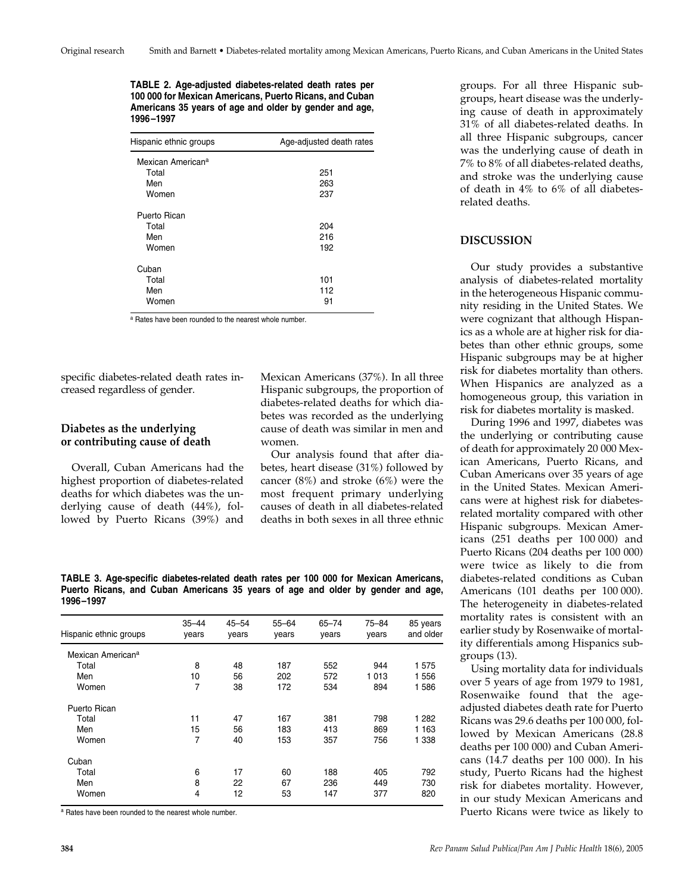**TABLE 2. Age-adjusted diabetes-related death rates per 100 000 for Mexican Americans, Puerto Ricans, and Cuban Americans 35 years of age and older by gender and age, 1996–1997**

| Hispanic ethnic groups | Age-adjusted death rates |
|---|---|
| Mexican American[a] | |
| Total | 251 |
| Men | 263 |
| Women | 237 |
| Puerto Rican | |
| Total | 204 |
| Men | 216 |
| Women | 192 |
| Cuban | |
| Total | 101 |
| Men | 112 |
| Women | 91 |

[a] Rates have been rounded to the nearest whole number.

specific diabetes-related death rates increased regardless of gender.

### Diabetes as the underlying or contributing cause of death

Overall, Cuban Americans had the highest proportion of diabetes-related deaths for which diabetes was the underlying cause of death (44%), followed by Puerto Ricans (39%) and Mexican Americans (37%). In all three Hispanic subgroups, the proportion of diabetes-related deaths for which diabetes was recorded as the underlying cause of death was similar in men and women.

Our analysis found that after diabetes, heart disease (31%) followed by cancer (8%) and stroke (6%) were the most frequent primary underlying causes of death in all diabetes-related deaths in both sexes in all three ethnic groups. For all three Hispanic subgroups, heart disease was the underlying cause of death in approximately 31% of all diabetes-related deaths. In all three Hispanic subgroups, cancer was the underlying cause of death in 7% to 8% of all diabetes-related deaths, and stroke was the underlying cause of death in 4% to 6% of all diabetes-related deaths.

**TABLE 3. Age-specific diabetes-related death rates per 100 000 for Mexican Americans, Puerto Ricans, and Cuban Americans 35 years of age and older by gender and age, 1996–1997**

| Hispanic ethnic groups | 35–44 years | 45–54 years | 55–64 years | 65–74 years | 75–84 years | 85 years and older |
|---|---|---|---|---|---|---|
| Mexican American[a] | | | | | | |
| Total | 8 | 48 | 187 | 552 | 944 | 1 575 |
| Men | 10 | 56 | 202 | 572 | 1 013 | 1 556 |
| Women | 7 | 38 | 172 | 534 | 894 | 1 586 |
| Puerto Rican | | | | | | |
| Total | 11 | 47 | 167 | 381 | 798 | 1 282 |
| Men | 15 | 56 | 183 | 413 | 869 | 1 163 |
| Women | 7 | 40 | 153 | 357 | 756 | 1 338 |
| Cuban | | | | | | |
| Total | 6 | 17 | 60 | 188 | 405 | 792 |
| Men | 8 | 22 | 67 | 236 | 449 | 730 |
| Women | 4 | 12 | 53 | 147 | 377 | 820 |

[a] Rates have been rounded to the nearest whole number.

## DISCUSSION

Our study provides a substantive analysis of diabetes-related mortality in the heterogeneous Hispanic community residing in the United States. We were cognizant that although Hispanics as a whole are at higher risk for diabetes than other ethnic groups, some Hispanic subgroups may be at higher risk for diabetes mortality than others. When Hispanics are analyzed as a homogeneous group, this variation in risk for diabetes mortality is masked.

During 1996 and 1997, diabetes was the underlying or contributing cause of death for approximately 20 000 Mexican Americans, Puerto Ricans, and Cuban Americans over 35 years of age in the United States. Mexican Americans were at highest risk for diabetes-related mortality compared with other Hispanic subgroups. Mexican Americans (251 deaths per 100 000) and Puerto Ricans (204 deaths per 100 000) were twice as likely to die from diabetes-related conditions as Cuban Americans (101 deaths per 100 000). The heterogeneity in diabetes-related mortality rates is consistent with an earlier study by Rosenwaike of mortality differentials among Hispanics subgroups (13).

Using mortality data for individuals over 5 years of age from 1979 to 1981, Rosenwaike found that the age-adjusted diabetes death rate for Puerto Ricans was 29.6 deaths per 100 000, followed by Mexican Americans (28.8 deaths per 100 000) and Cuban Americans (14.7 deaths per 100 000). In his study, Puerto Ricans had the highest risk for diabetes mortality. However, in our study Mexican Americans and Puerto Ricans were twice as likely to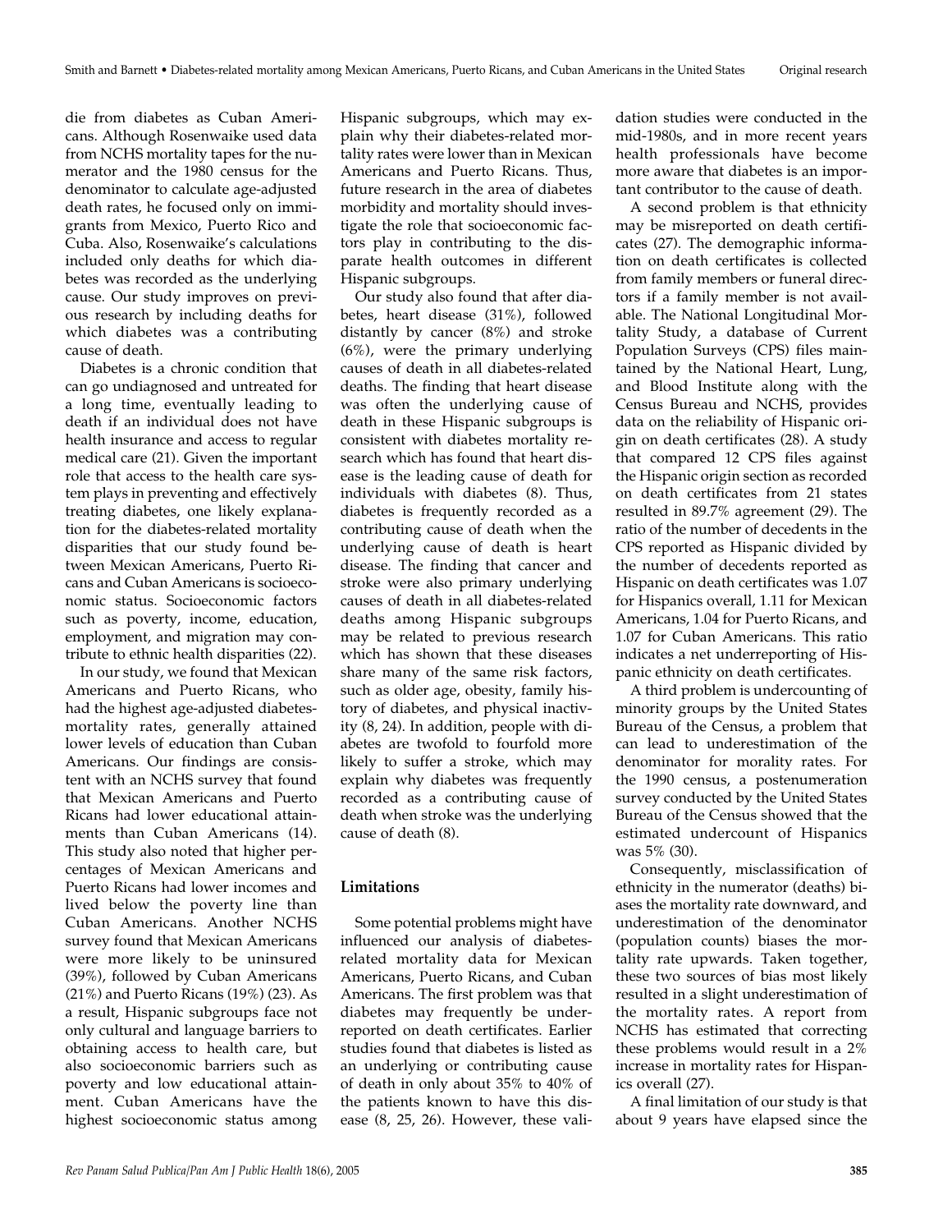die from diabetes as Cuban Americans. Although Rosenwaike used data from NCHS mortality tapes for the numerator and the 1980 census for the denominator to calculate age-adjusted death rates, he focused only on immigrants from Mexico, Puerto Rico and Cuba. Also, Rosenwaike's calculations included only deaths for which diabetes was recorded as the underlying cause. Our study improves on previous research by including deaths for which diabetes was a contributing cause of death.

Diabetes is a chronic condition that can go undiagnosed and untreated for a long time, eventually leading to death if an individual does not have health insurance and access to regular medical care (21). Given the important role that access to the health care system plays in preventing and effectively treating diabetes, one likely explanation for the diabetes-related mortality disparities that our study found between Mexican Americans, Puerto Ricans and Cuban Americans is socioeconomic status. Socioeconomic factors such as poverty, income, education, employment, and migration may contribute to ethnic health disparities (22).

In our study, we found that Mexican Americans and Puerto Ricans, who had the highest age-adjusted diabetes-mortality rates, generally attained lower levels of education than Cuban Americans. Our findings are consistent with an NCHS survey that found that Mexican Americans and Puerto Ricans had lower educational attainments than Cuban Americans (14). This study also noted that higher percentages of Mexican Americans and Puerto Ricans had lower incomes and lived below the poverty line than Cuban Americans. Another NCHS survey found that Mexican Americans were more likely to be uninsured (39%), followed by Cuban Americans (21%) and Puerto Ricans (19%) (23). As a result, Hispanic subgroups face not only cultural and language barriers to obtaining access to health care, but also socioeconomic barriers such as poverty and low educational attainment. Cuban Americans have the highest socioeconomic status among Hispanic subgroups, which may explain why their diabetes-related mortality rates were lower than in Mexican Americans and Puerto Ricans. Thus, future research in the area of diabetes morbidity and mortality should investigate the role that socioeconomic factors play in contributing to the disparate health outcomes in different Hispanic subgroups.

Our study also found that after diabetes, heart disease (31%), followed distantly by cancer (8%) and stroke (6%), were the primary underlying causes of death in all diabetes-related deaths. The finding that heart disease was often the underlying cause of death in these Hispanic subgroups is consistent with diabetes mortality research which has found that heart disease is the leading cause of death for individuals with diabetes (8). Thus, diabetes is frequently recorded as a contributing cause of death when the underlying cause of death is heart disease. The finding that cancer and stroke were also primary underlying causes of death in all diabetes-related deaths among Hispanic subgroups may be related to previous research which has shown that these diseases share many of the same risk factors, such as older age, obesity, family history of diabetes, and physical inactivity (8, 24). In addition, people with diabetes are twofold to fourfold more likely to suffer a stroke, which may explain why diabetes was frequently recorded as a contributing cause of death when stroke was the underlying cause of death (8).

## Limitations

Some potential problems might have influenced our analysis of diabetes-related mortality data for Mexican Americans, Puerto Ricans, and Cuban Americans. The first problem was that diabetes may frequently be underreported on death certificates. Earlier studies found that diabetes is listed as an underlying or contributing cause of death in only about 35% to 40% of the patients known to have this disease (8, 25, 26). However, these validation studies were conducted in the mid-1980s, and in more recent years health professionals have become more aware that diabetes is an important contributor to the cause of death.

A second problem is that ethnicity may be misreported on death certificates (27). The demographic information on death certificates is collected from family members or funeral directors if a family member is not available. The National Longitudinal Mortality Study, a database of Current Population Surveys (CPS) files maintained by the National Heart, Lung, and Blood Institute along with the Census Bureau and NCHS, provides data on the reliability of Hispanic origin on death certificates (28). A study that compared 12 CPS files against the Hispanic origin section as recorded on death certificates from 21 states resulted in 89.7% agreement (29). The ratio of the number of decedents in the CPS reported as Hispanic divided by the number of decedents reported as Hispanic on death certificates was 1.07 for Hispanics overall, 1.11 for Mexican Americans, 1.04 for Puerto Ricans, and 1.07 for Cuban Americans. This ratio indicates a net underreporting of Hispanic ethnicity on death certificates.

A third problem is undercounting of minority groups by the United States Bureau of the Census, a problem that can lead to underestimation of the denominator for morality rates. For the 1990 census, a postenumeration survey conducted by the United States Bureau of the Census showed that the estimated undercount of Hispanics was 5% (30).

Consequently, misclassification of ethnicity in the numerator (deaths) biases the mortality rate downward, and underestimation of the denominator (population counts) biases the mortality rate upwards. Taken together, these two sources of bias most likely resulted in a slight underestimation of the mortality rates. A report from NCHS has estimated that correcting these problems would result in a 2% increase in mortality rates for Hispanics overall (27).

A final limitation of our study is that about 9 years have elapsed since the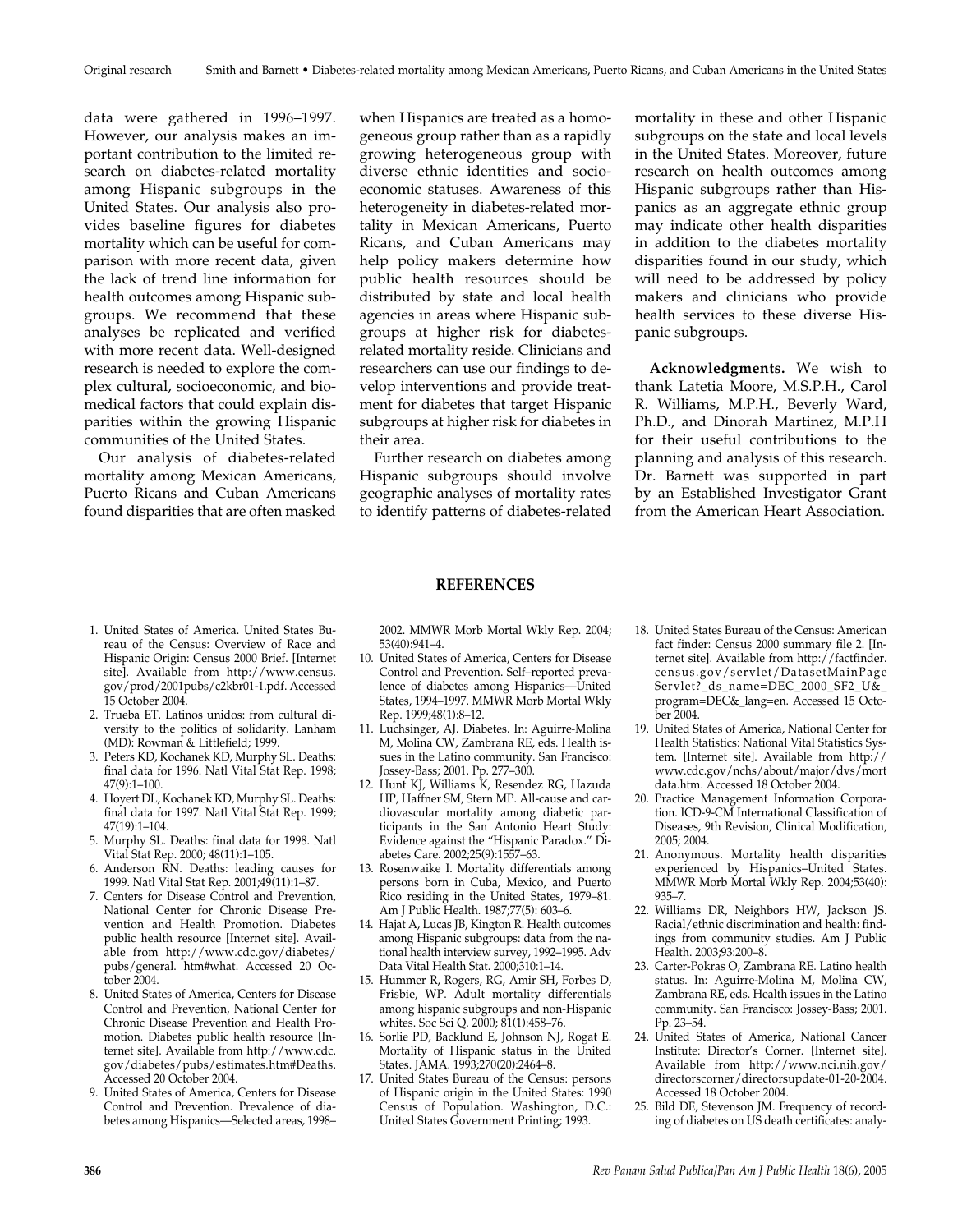data were gathered in 1996–1997. However, our analysis makes an important contribution to the limited research on diabetes-related mortality among Hispanic subgroups in the United States. Our analysis also provides baseline figures for diabetes mortality which can be useful for comparison with more recent data, given the lack of trend line information for health outcomes among Hispanic subgroups. We recommend that these analyses be replicated and verified with more recent data. Well-designed research is needed to explore the complex cultural, socioeconomic, and biomedical factors that could explain disparities within the growing Hispanic communities of the United States.

Our analysis of diabetes-related mortality among Mexican Americans, Puerto Ricans and Cuban Americans found disparities that are often masked when Hispanics are treated as a homogeneous group rather than as a rapidly growing heterogeneous group with diverse ethnic identities and socioeconomic statuses. Awareness of this heterogeneity in diabetes-related mortality in Mexican Americans, Puerto Ricans, and Cuban Americans may help policy makers determine how public health resources should be distributed by state and local health agencies in areas where Hispanic subgroups at higher risk for diabetes-related mortality reside. Clinicians and researchers can use our findings to develop interventions and provide treatment for diabetes that target Hispanic subgroups at higher risk for diabetes in their area.

Further research on diabetes among Hispanic subgroups should involve geographic analyses of mortality rates to identify patterns of diabetes-related mortality in these and other Hispanic subgroups on the state and local levels in the United States. Moreover, future research on health outcomes among Hispanic subgroups rather than Hispanics as an aggregate ethnic group may indicate other health disparities in addition to the diabetes mortality disparities found in our study, which will need to be addressed by policy makers and clinicians who provide health services to these diverse Hispanic subgroups.

**Acknowledgments.** We wish to thank Latetia Moore, M.S.P.H., Carol R. Williams, M.P.H., Beverly Ward, Ph.D., and Dinorah Martinez, M.P.H for their useful contributions to the planning and analysis of this research. Dr. Barnett was supported in part by an Established Investigator Grant from the American Heart Association.

## REFERENCES

1. United States of America. United States Bureau of the Census: Overview of Race and Hispanic Origin: Census 2000 Brief. [Internet site]. Available from http://www.census.gov/prod/2001pubs/c2kbr01-1.pdf. Accessed 15 October 2004.
2. Trueba ET. Latinos unidos: from cultural diversity to the politics of solidarity. Lanham (MD): Rowman & Littlefield; 1999.
3. Peters KD, Kochanek KD, Murphy SL. Deaths: final data for 1996. Natl Vital Stat Rep. 1998; 47(9):1–100.
4. Hoyert DL, Kochanek KD, Murphy SL. Deaths: final data for 1997. Natl Vital Stat Rep. 1999; 47(19):1–104.
5. Murphy SL. Deaths: final data for 1998. Natl Vital Stat Rep. 2000; 48(11):1–105.
6. Anderson RN. Deaths: leading causes for 1999. Natl Vital Stat Rep. 2001;49(11):1–87.
7. Centers for Disease Control and Prevention, National Center for Chronic Disease Prevention and Health Promotion. Diabetes public health resource [Internet site]. Available from http://www.cdc.gov/diabetes/pubs/general. htm#what. Accessed 20 October 2004.
8. United States of America, Centers for Disease Control and Prevention, National Center for Chronic Disease Prevention and Health Promotion. Diabetes public health resource [Internet site]. Available from http://www.cdc.gov/diabetes/pubs/estimates.htm#Deaths. Accessed 20 October 2004.
9. United States of America, Centers for Disease Control and Prevention. Prevalence of diabetes among Hispanics—Selected areas, 1998–2002. MMWR Morb Mortal Wkly Rep. 2004; 53(40):941–4.
10. United States of America, Centers for Disease Control and Prevention. Self–reported prevalence of diabetes among Hispanics—United States, 1994–1997. MMWR Morb Mortal Wkly Rep. 1999;48(1):8–12.
11. Luchsinger, AJ. Diabetes. In: Aguirre-Molina M, Molina CW, Zambrana RE, eds. Health issues in the Latino community. San Francisco: Jossey-Bass; 2001. Pp. 277–300.
12. Hunt KJ, Williams K, Resendez RG, Hazuda HP, Haffner SM, Stern MP. All-cause and cardiovascular mortality among diabetic participants in the San Antonio Heart Study: Evidence against the "Hispanic Paradox." Diabetes Care. 2002;25(9):1557–63.
13. Rosenwaike I. Mortality differentials among persons born in Cuba, Mexico, and Puerto Rico residing in the United States, 1979–81. Am J Public Health. 1987;77(5): 603–6.
14. Hajat A, Lucas JB, Kington R. Health outcomes among Hispanic subgroups: data from the national health interview survey, 1992–1995. Adv Data Vital Health Stat. 2000;310:1–14.
15. Hummer R, Rogers, RG, Amir SH, Forbes D, Frisbie, WP. Adult mortality differentials among hispanic subgroups and non-Hispanic whites. Soc Sci Q. 2000; 81(1):458–76.
16. Sorlie PD, Backlund E, Johnson NJ, Rogat E. Mortality of Hispanic status in the United States. JAMA. 1993;270(20):2464–8.
17. United States Bureau of the Census: persons of Hispanic origin in the United States: 1990 Census of Population. Washington, D.C.: United States Government Printing; 1993.
18. United States Bureau of the Census: American fact finder: Census 2000 summary file 2. [Internet site]. Available from http://factfinder.census.gov/servlet/DatasetMainPageServlet?_ds_name=DEC_2000_SF2_U&_program=DEC&_lang=en. Accessed 15 October 2004.
19. United States of America, National Center for Health Statistics: National Vital Statistics System. [Internet site]. Available from http://www.cdc.gov/nchs/about/major/dvs/mortdata.htm. Accessed 18 October 2004.
20. Practice Management Information Corporation. ICD-9-CM International Classification of Diseases, 9th Revision, Clinical Modification, 2005; 2004.
21. Anonymous. Mortality health disparities experienced by Hispanics–United States. MMWR Morb Mortal Wkly Rep. 2004;53(40): 935–7.
22. Williams DR, Neighbors HW, Jackson JS. Racial/ethnic discrimination and health: findings from community studies. Am J Public Health. 2003;93:200–8.
23. Carter-Pokras O, Zambrana RE. Latino health status. In: Aguirre-Molina M, Molina CW, Zambrana RE, eds. Health issues in the Latino community. San Francisco: Jossey-Bass; 2001. Pp. 23–54.
24. United States of America, National Cancer Institute: Director's Corner. [Internet site]. Available from http://www.nci.nih.gov/directorscorner/directorsupdate-01-20-2004. Accessed 18 October 2004.
25. Bild DE, Stevenson JM. Frequency of recording of diabetes on US death certificates: analy-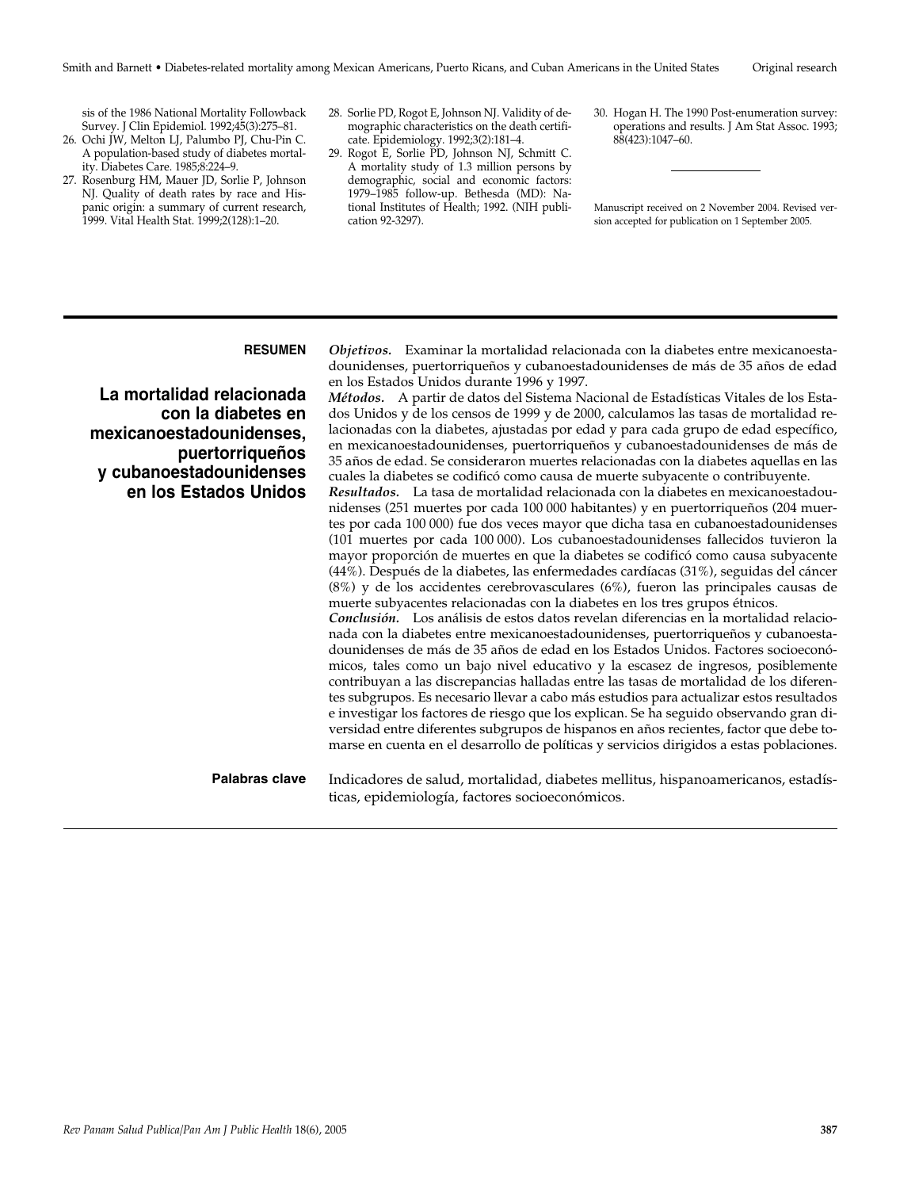sis of the 1986 National Mortality Followback Survey. J Clin Epidemiol. 1992;45(3):275–81.
26. Ochi JW, Melton LJ, Palumbo PJ, Chu-Pin C. A population-based study of diabetes mortality. Diabetes Care. 1985;8:224–9.
27. Rosenburg HM, Mauer JD, Sorlie P, Johnson NJ. Quality of death rates by race and Hispanic origin: a summary of current research, 1999. Vital Health Stat. 1999;2(128):1–20.
28. Sorlie PD, Rogot E, Johnson NJ. Validity of demographic characteristics on the death certificate. Epidemiology. 1992;3(2):181–4.
29. Rogot E, Sorlie PD, Johnson NJ, Schmitt C. A mortality study of 1.3 million persons by demographic, social and economic factors: 1979–1985 follow-up. Bethesda (MD): National Institutes of Health; 1992. (NIH publication 92-3297).
30. Hogan H. The 1990 Post-enumeration survey: operations and results. J Am Stat Assoc. 1993; 88(423):1047–60.

Manuscript received on 2 November 2004. Revised version accepted for publication on 1 September 2005.

---

**RESUMEN**

## La mortalidad relacionada con la diabetes en mexicanoestadounidenses, puertorriqueños y cubanoestadounidenses en los Estados Unidos

***Objetivos.*** Examinar la mortalidad relacionada con la diabetes entre mexicanoestadounidenses, puertorriqueños y cubanoestadounidenses de más de 35 años de edad en los Estados Unidos durante 1996 y 1997.

***Métodos.*** A partir de datos del Sistema Nacional de Estadísticas Vitales de los Estados Unidos y de los censos de 1999 y de 2000, calculamos las tasas de mortalidad relacionadas con la diabetes, ajustadas por edad y para cada grupo de edad específico, en mexicanoestadounidenses, puertorriqueños y cubanoestadounidenses de más de 35 años de edad. Se consideraron muertes relacionadas con la diabetes aquellas en las cuales la diabetes se codificó como causa de muerte subyacente o contribuyente.

***Resultados.*** La tasa de mortalidad relacionada con la diabetes en mexicanoestadounidenses (251 muertes por cada 100 000 habitantes) y en puertorriqueños (204 muertes por cada 100 000) fue dos veces mayor que dicha tasa en cubanoestadounidenses (101 muertes por cada 100 000). Los cubanoestadounidenses fallecidos tuvieron la mayor proporción de muertes en que la diabetes se codificó como causa subyacente (44%). Después de la diabetes, las enfermedades cardíacas (31%), seguidas del cáncer (8%) y de los accidentes cerebrovasculares (6%), fueron las principales causas de muerte subyacentes relacionadas con la diabetes en los tres grupos étnicos.

***Conclusión.*** Los análisis de estos datos revelan diferencias en la mortalidad relacionada con la diabetes entre mexicanoestadounidenses, puertorriqueños y cubanoestadounidenses de más de 35 años de edad en los Estados Unidos. Factores socioeconómicos, tales como un bajo nivel educativo y la escasez de ingresos, posiblemente contribuyan a las discrepancias halladas entre las tasas de mortalidad de los diferentes subgrupos. Es necesario llevar a cabo más estudios para actualizar estos resultados e investigar los factores de riesgo que los explican. Se ha seguido observando gran diversidad entre diferentes subgrupos de hispanos en años recientes, factor que debe tomarse en cuenta en el desarrollo de políticas y servicios dirigidos a estas poblaciones.

**Palabras clave** Indicadores de salud, mortalidad, diabetes mellitus, hispanoamericanos, estadísticas, epidemiología, factores socioeconómicos.